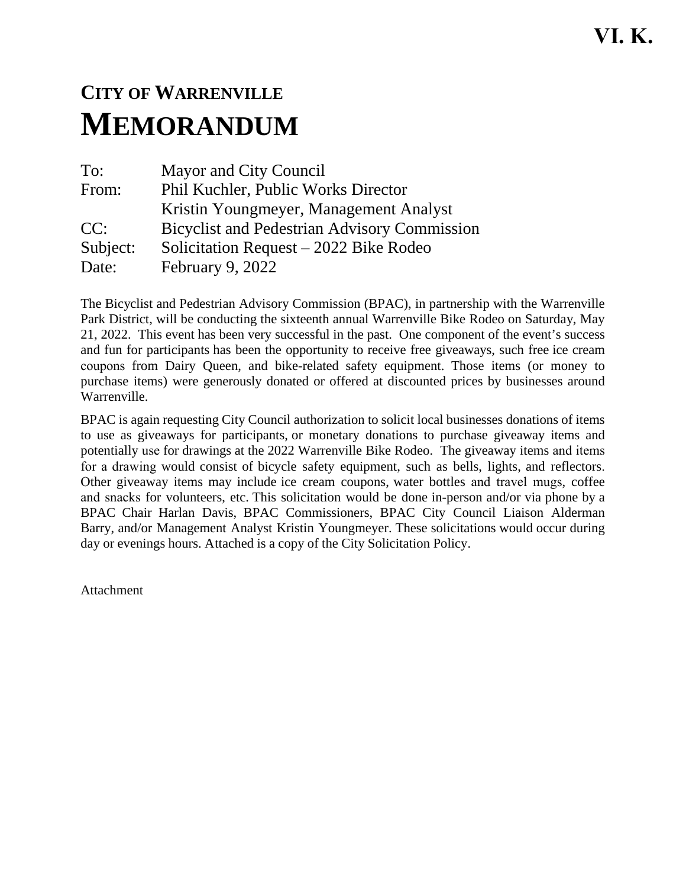VI. K.

# CITY OF WARRENVILLE
# MEMORANDUM

| | |
|---|---|
| To: | Mayor and City Council |
| From: | Phil Kuchler, Public Works Director |
| | Kristin Youngmeyer, Management Analyst |
| CC: | Bicyclist and Pedestrian Advisory Commission |
| Subject: | Solicitation Request – 2022 Bike Rodeo |
| Date: | February 9, 2022 |

The Bicyclist and Pedestrian Advisory Commission (BPAC), in partnership with the Warrenville Park District, will be conducting the sixteenth annual Warrenville Bike Rodeo on Saturday, May 21, 2022. This event has been very successful in the past. One component of the event's success and fun for participants has been the opportunity to receive free giveaways, such free ice cream coupons from Dairy Queen, and bike-related safety equipment. Those items (or money to purchase items) were generously donated or offered at discounted prices by businesses around Warrenville.

BPAC is again requesting City Council authorization to solicit local businesses donations of items to use as giveaways for participants, or monetary donations to purchase giveaway items and potentially use for drawings at the 2022 Warrenville Bike Rodeo. The giveaway items and items for a drawing would consist of bicycle safety equipment, such as bells, lights, and reflectors. Other giveaway items may include ice cream coupons, water bottles and travel mugs, coffee and snacks for volunteers, etc. This solicitation would be done in-person and/or via phone by a BPAC Chair Harlan Davis, BPAC Commissioners, BPAC City Council Liaison Alderman Barry, and/or Management Analyst Kristin Youngmeyer. These solicitations would occur during day or evenings hours. Attached is a copy of the City Solicitation Policy.

Attachment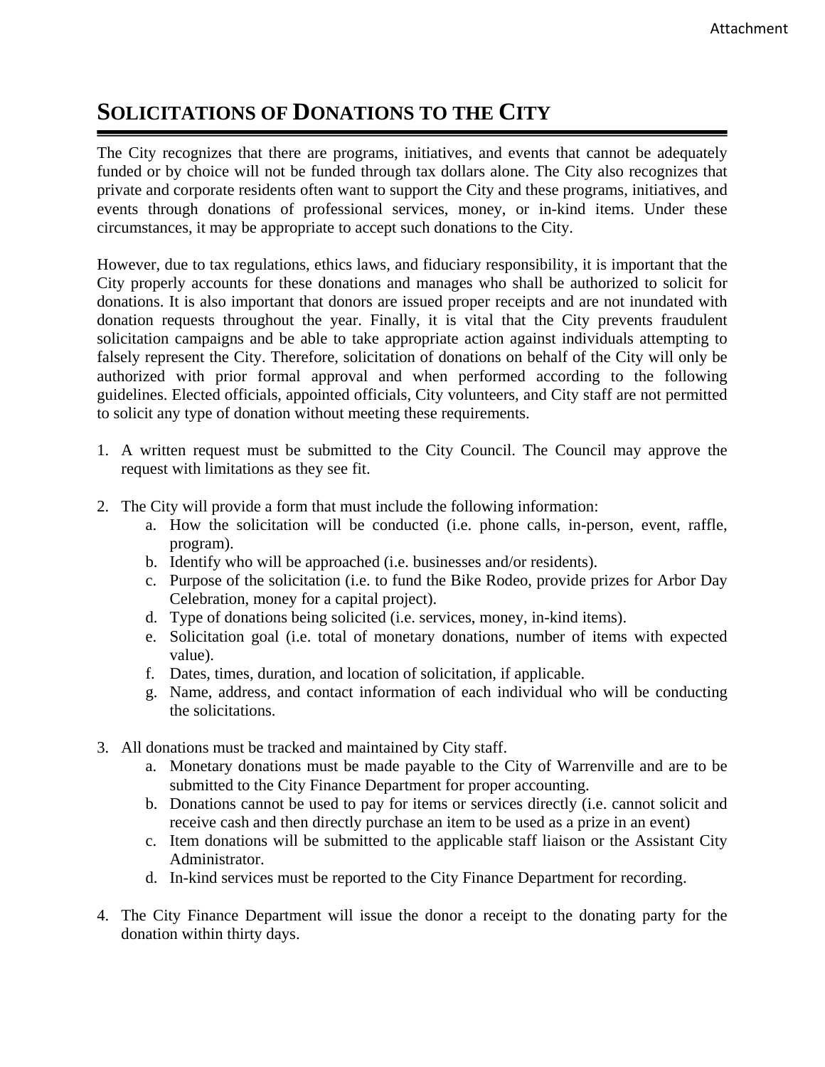# Solicitations of Donations to the City

The City recognizes that there are programs, initiatives, and events that cannot be adequately funded or by choice will not be funded through tax dollars alone. The City also recognizes that private and corporate residents often want to support the City and these programs, initiatives, and events through donations of professional services, money, or in-kind items. Under these circumstances, it may be appropriate to accept such donations to the City.

However, due to tax regulations, ethics laws, and fiduciary responsibility, it is important that the City properly accounts for these donations and manages who shall be authorized to solicit for donations. It is also important that donors are issued proper receipts and are not inundated with donation requests throughout the year. Finally, it is vital that the City prevents fraudulent solicitation campaigns and be able to take appropriate action against individuals attempting to falsely represent the City. Therefore, solicitation of donations on behalf of the City will only be authorized with prior formal approval and when performed according to the following guidelines. Elected officials, appointed officials, City volunteers, and City staff are not permitted to solicit any type of donation without meeting these requirements.

1. A written request must be submitted to the City Council. The Council may approve the request with limitations as they see fit.

2. The City will provide a form that must include the following information:
   a. How the solicitation will be conducted (i.e. phone calls, in-person, event, raffle, program).
   b. Identify who will be approached (i.e. businesses and/or residents).
   c. Purpose of the solicitation (i.e. to fund the Bike Rodeo, provide prizes for Arbor Day Celebration, money for a capital project).
   d. Type of donations being solicited (i.e. services, money, in-kind items).
   e. Solicitation goal (i.e. total of monetary donations, number of items with expected value).
   f. Dates, times, duration, and location of solicitation, if applicable.
   g. Name, address, and contact information of each individual who will be conducting the solicitations.

3. All donations must be tracked and maintained by City staff.
   a. Monetary donations must be made payable to the City of Warrenville and are to be submitted to the City Finance Department for proper accounting.
   b. Donations cannot be used to pay for items or services directly (i.e. cannot solicit and receive cash and then directly purchase an item to be used as a prize in an event)
   c. Item donations will be submitted to the applicable staff liaison or the Assistant City Administrator.
   d. In-kind services must be reported to the City Finance Department for recording.

4. The City Finance Department will issue the donor a receipt to the donating party for the donation within thirty days.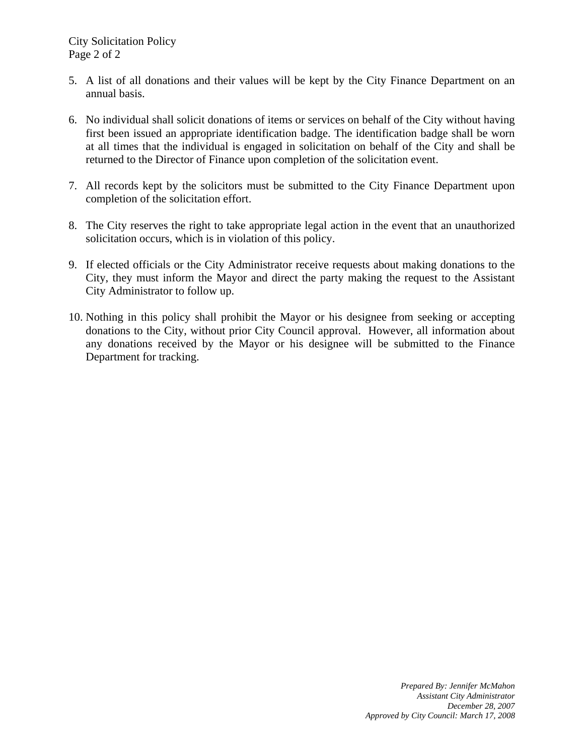5. A list of all donations and their values will be kept by the City Finance Department on an annual basis.

6. No individual shall solicit donations of items or services on behalf of the City without having first been issued an appropriate identification badge. The identification badge shall be worn at all times that the individual is engaged in solicitation on behalf of the City and shall be returned to the Director of Finance upon completion of the solicitation event.

7. All records kept by the solicitors must be submitted to the City Finance Department upon completion of the solicitation effort.

8. The City reserves the right to take appropriate legal action in the event that an unauthorized solicitation occurs, which is in violation of this policy.

9. If elected officials or the City Administrator receive requests about making donations to the City, they must inform the Mayor and direct the party making the request to the Assistant City Administrator to follow up.

10. Nothing in this policy shall prohibit the Mayor or his designee from seeking or accepting donations to the City, without prior City Council approval. However, all information about any donations received by the Mayor or his designee will be submitted to the Finance Department for tracking.

*Prepared By: Jennifer McMahon*
*Assistant City Administrator*
*December 28, 2007*
*Approved by City Council: March 17, 2008*